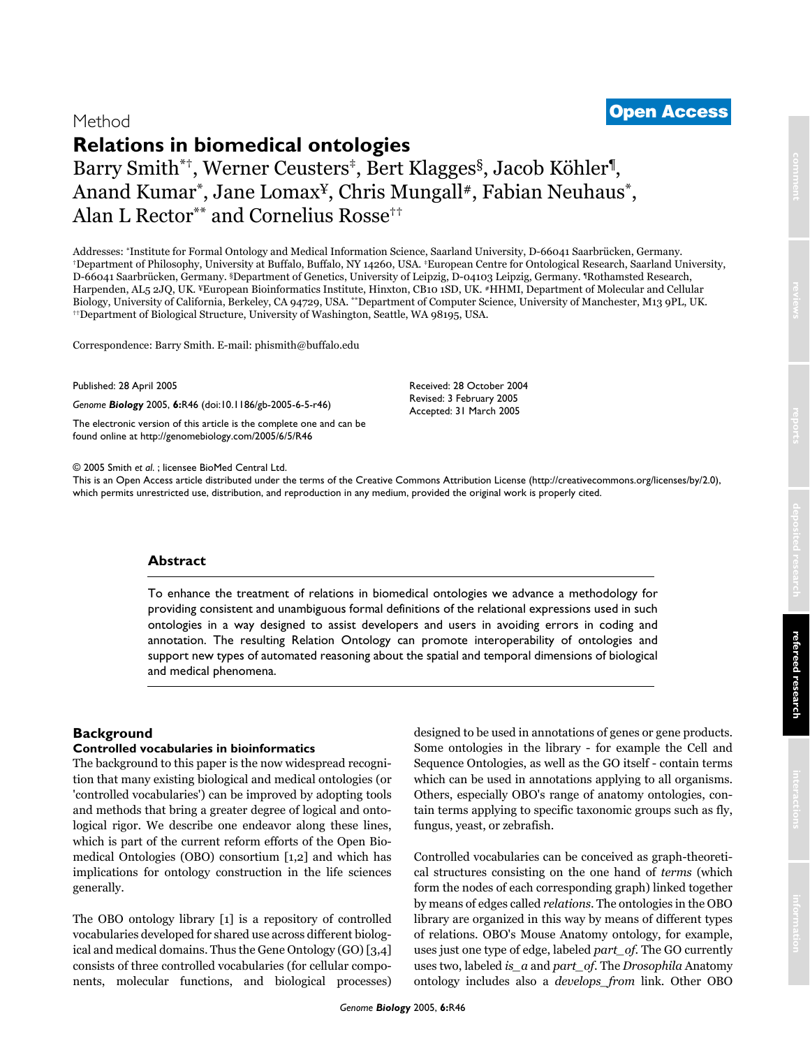Method

**Open Access**

# Relations in biomedical ontologies

Barry Smith[*†], Werner Ceusters[‡], Bert Klagges[§], Jacob Köhler[¶], Anand Kumar[*], Jane Lomax[¥], Chris Mungall[#], Fabian Neuhaus[*], Alan L Rector[**] and Cornelius Rosse[††]

Addresses: [*]Institute for Formal Ontology and Medical Information Science, Saarland University, D-66041 Saarbrücken, Germany. [†]Department of Philosophy, University at Buffalo, Buffalo, NY 14260, USA. [‡]European Centre for Ontological Research, Saarland University, D-66041 Saarbrücken, Germany. [§]Department of Genetics, University of Leipzig, D-04103 Leipzig, Germany. [¶]Rothamsted Research, Harpenden, AL5 2JQ, UK. [¥]European Bioinformatics Institute, Hinxton, CB10 1SD, UK. [#]HHMI, Department of Molecular and Cellular Biology, University of California, Berkeley, CA 94729, USA. [**]Department of Computer Science, University of Manchester, M13 9PL, UK. [††]Department of Biological Structure, University of Washington, Seattle, WA 98195, USA.

Correspondence: Barry Smith. E-mail: phismith@buffalo.edu

Published: 28 April 2005

*Genome* ***Biology*** 2005, **6:**R46 (doi:10.1186/gb-2005-6-5-r46)

The electronic version of this article is the complete one and can be found online at http://genomebiology.com/2005/6/5/R46

Received: 28 October 2004
Revised: 3 February 2005
Accepted: 31 March 2005

© 2005 Smith *et al.* ; licensee BioMed Central Ltd.
This is an Open Access article distributed under the terms of the Creative Commons Attribution License (http://creativecommons.org/licenses/by/2.0), which permits unrestricted use, distribution, and reproduction in any medium, provided the original work is properly cited.

## Abstract

To enhance the treatment of relations in biomedical ontologies we advance a methodology for providing consistent and unambiguous formal definitions of the relational expressions used in such ontologies in a way designed to assist developers and users in avoiding errors in coding and annotation. The resulting Relation Ontology can promote interoperability of ontologies and support new types of automated reasoning about the spatial and temporal dimensions of biological and medical phenomena.

## Background

### Controlled vocabularies in bioinformatics

The background to this paper is the now widespread recognition that many existing biological and medical ontologies (or 'controlled vocabularies') can be improved by adopting tools and methods that bring a greater degree of logical and ontological rigor. We describe one endeavor along these lines, which is part of the current reform efforts of the Open Biomedical Ontologies (OBO) consortium [1,2] and which has implications for ontology construction in the life sciences generally.

The OBO ontology library [1] is a repository of controlled vocabularies developed for shared use across different biological and medical domains. Thus the Gene Ontology (GO) [3,4] consists of three controlled vocabularies (for cellular components, molecular functions, and biological processes) designed to be used in annotations of genes or gene products. Some ontologies in the library - for example the Cell and Sequence Ontologies, as well as the GO itself - contain terms which can be used in annotations applying to all organisms. Others, especially OBO's range of anatomy ontologies, contain terms applying to specific taxonomic groups such as fly, fungus, yeast, or zebrafish.

Controlled vocabularies can be conceived as graph-theoretical structures consisting on the one hand of *terms* (which form the nodes of each corresponding graph) linked together by means of edges called *relations*. The ontologies in the OBO library are organized in this way by means of different types of relations. OBO's Mouse Anatomy ontology, for example, uses just one type of edge, labeled *part_of*. The GO currently uses two, labeled *is_a* and *part_of*. The *Drosophila* Anatomy ontology includes also a *develops_from* link. Other OBO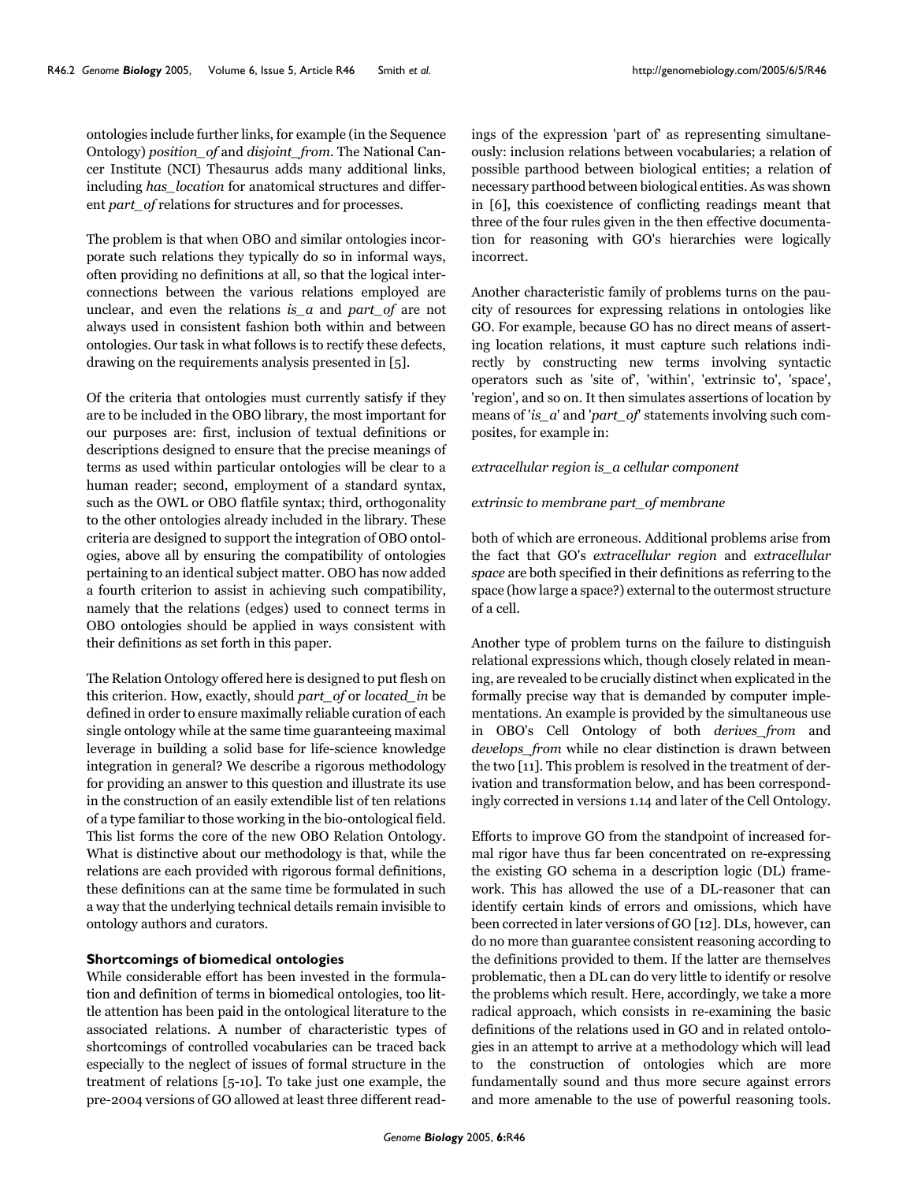ontologies include further links, for example (in the Sequence Ontology) *position_of* and *disjoint_from*. The National Cancer Institute (NCI) Thesaurus adds many additional links, including *has_location* for anatomical structures and different *part_of* relations for structures and for processes.

The problem is that when OBO and similar ontologies incorporate such relations they typically do so in informal ways, often providing no definitions at all, so that the logical interconnections between the various relations employed are unclear, and even the relations *is_a* and *part_of* are not always used in consistent fashion both within and between ontologies. Our task in what follows is to rectify these defects, drawing on the requirements analysis presented in [5].

Of the criteria that ontologies must currently satisfy if they are to be included in the OBO library, the most important for our purposes are: first, inclusion of textual definitions or descriptions designed to ensure that the precise meanings of terms as used within particular ontologies will be clear to a human reader; second, employment of a standard syntax, such as the OWL or OBO flatfile syntax; third, orthogonality to the other ontologies already included in the library. These criteria are designed to support the integration of OBO ontologies, above all by ensuring the compatibility of ontologies pertaining to an identical subject matter. OBO has now added a fourth criterion to assist in achieving such compatibility, namely that the relations (edges) used to connect terms in OBO ontologies should be applied in ways consistent with their definitions as set forth in this paper.

The Relation Ontology offered here is designed to put flesh on this criterion. How, exactly, should *part_of* or *located_in* be defined in order to ensure maximally reliable curation of each single ontology while at the same time guaranteeing maximal leverage in building a solid base for life-science knowledge integration in general? We describe a rigorous methodology for providing an answer to this question and illustrate its use in the construction of an easily extendible list of ten relations of a type familiar to those working in the bio-ontological field. This list forms the core of the new OBO Relation Ontology. What is distinctive about our methodology is that, while the relations are each provided with rigorous formal definitions, these definitions can at the same time be formulated in such a way that the underlying technical details remain invisible to ontology authors and curators.

### Shortcomings of biomedical ontologies

While considerable effort has been invested in the formulation and definition of terms in biomedical ontologies, too little attention has been paid in the ontological literature to the associated relations. A number of characteristic types of shortcomings of controlled vocabularies can be traced back especially to the neglect of issues of formal structure in the treatment of relations [5-10]. To take just one example, the pre-2004 versions of GO allowed at least three different readings of the expression 'part of' as representing simultaneously: inclusion relations between vocabularies; a relation of possible parthood between biological entities; a relation of necessary parthood between biological entities. As was shown in [6], this coexistence of conflicting readings meant that three of the four rules given in the then effective documentation for reasoning with GO's hierarchies were logically incorrect.

Another characteristic family of problems turns on the paucity of resources for expressing relations in ontologies like GO. For example, because GO has no direct means of asserting location relations, it must capture such relations indirectly by constructing new terms involving syntactic operators such as 'site of', 'within', 'extrinsic to', 'space', 'region', and so on. It then simulates assertions of location by means of '*is_a*' and '*part_of*' statements involving such composites, for example in:

*extracellular region is_a cellular component*

*extrinsic to membrane part_of membrane*

both of which are erroneous. Additional problems arise from the fact that GO's *extracellular region* and *extracellular space* are both specified in their definitions as referring to the space (how large a space?) external to the outermost structure of a cell.

Another type of problem turns on the failure to distinguish relational expressions which, though closely related in meaning, are revealed to be crucially distinct when explicated in the formally precise way that is demanded by computer implementations. An example is provided by the simultaneous use in OBO's Cell Ontology of both *derives_from* and *develops_from* while no clear distinction is drawn between the two [11]. This problem is resolved in the treatment of derivation and transformation below, and has been correspondingly corrected in versions 1.14 and later of the Cell Ontology.

Efforts to improve GO from the standpoint of increased formal rigor have thus far been concentrated on re-expressing the existing GO schema in a description logic (DL) framework. This has allowed the use of a DL-reasoner that can identify certain kinds of errors and omissions, which have been corrected in later versions of GO [12]. DLs, however, can do no more than guarantee consistent reasoning according to the definitions provided to them. If the latter are themselves problematic, then a DL can do very little to identify or resolve the problems which result. Here, accordingly, we take a more radical approach, which consists in re-examining the basic definitions of the relations used in GO and in related ontologies in an attempt to arrive at a methodology which will lead to the construction of ontologies which are more fundamentally sound and thus more secure against errors and more amenable to the use of powerful reasoning tools.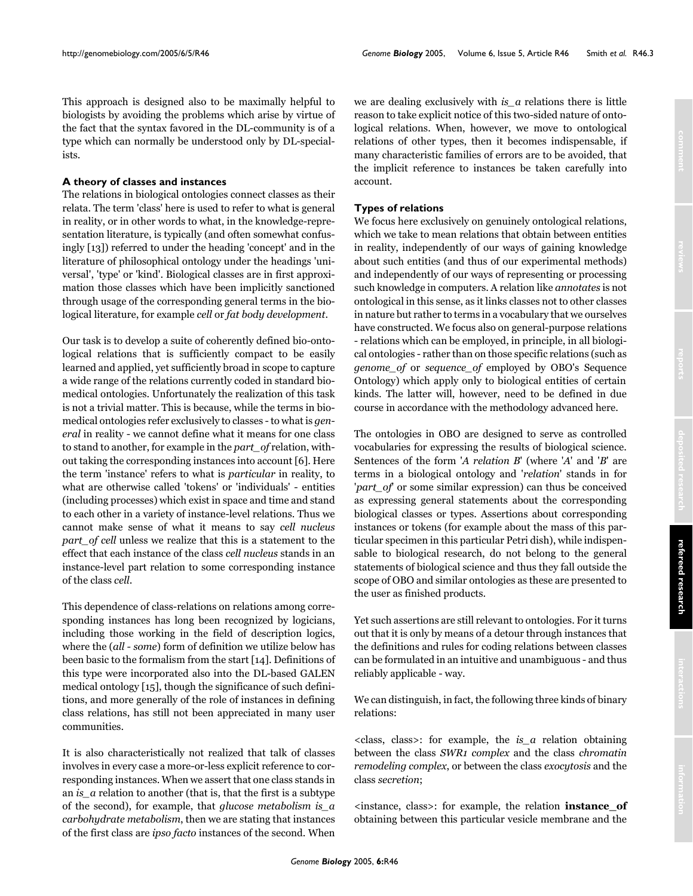This approach is designed also to be maximally helpful to biologists by avoiding the problems which arise by virtue of the fact that the syntax favored in the DL-community is of a type which can normally be understood only by DL-specialists.

### A theory of classes and instances

The relations in biological ontologies connect classes as their relata. The term 'class' here is used to refer to what is general in reality, or in other words to what, in the knowledge-representation literature, is typically (and often somewhat confusingly [13]) referred to under the heading 'concept' and in the literature of philosophical ontology under the headings 'universal', 'type' or 'kind'. Biological classes are in first approximation those classes which have been implicitly sanctioned through usage of the corresponding general terms in the biological literature, for example *cell* or *fat body development*.

Our task is to develop a suite of coherently defined bio-ontological relations that is sufficiently compact to be easily learned and applied, yet sufficiently broad in scope to capture a wide range of the relations currently coded in standard biomedical ontologies. Unfortunately the realization of this task is not a trivial matter. This is because, while the terms in biomedical ontologies refer exclusively to classes - to what is *general* in reality - we cannot define what it means for one class to stand to another, for example in the *part_of* relation, without taking the corresponding instances into account [6]. Here the term 'instance' refers to what is *particular* in reality, to what are otherwise called 'tokens' or 'individuals' - entities (including processes) which exist in space and time and stand to each other in a variety of instance-level relations. Thus we cannot make sense of what it means to say *cell nucleus part_of cell* unless we realize that this is a statement to the effect that each instance of the class *cell nucleus* stands in an instance-level part relation to some corresponding instance of the class *cell*.

This dependence of class-relations on relations among corresponding instances has long been recognized by logicians, including those working in the field of description logics, where the (*all* - *some*) form of definition we utilize below has been basic to the formalism from the start [14]. Definitions of this type were incorporated also into the DL-based GALEN medical ontology [15], though the significance of such definitions, and more generally of the role of instances in defining class relations, has still not been appreciated in many user communities.

It is also characteristically not realized that talk of classes involves in every case a more-or-less explicit reference to corresponding instances. When we assert that one class stands in an *is_a* relation to another (that is, that the first is a subtype of the second), for example, that *glucose metabolism is_a carbohydrate metabolism*, then we are stating that instances of the first class are *ipso facto* instances of the second. When we are dealing exclusively with *is_a* relations there is little reason to take explicit notice of this two-sided nature of ontological relations. When, however, we move to ontological relations of other types, then it becomes indispensable, if many characteristic families of errors are to be avoided, that the implicit reference to instances be taken carefully into account.

### Types of relations

We focus here exclusively on genuinely ontological relations, which we take to mean relations that obtain between entities in reality, independently of our ways of gaining knowledge about such entities (and thus of our experimental methods) and independently of our ways of representing or processing such knowledge in computers. A relation like *annotates* is not ontological in this sense, as it links classes not to other classes in nature but rather to terms in a vocabulary that we ourselves have constructed. We focus also on general-purpose relations - relations which can be employed, in principle, in all biological ontologies - rather than on those specific relations (such as *genome_of* or *sequence_of* employed by OBO's Sequence Ontology) which apply only to biological entities of certain kinds. The latter will, however, need to be defined in due course in accordance with the methodology advanced here.

The ontologies in OBO are designed to serve as controlled vocabularies for expressing the results of biological science. Sentences of the form '*A relation B*' (where '*A*' and '*B*' are terms in a biological ontology and '*relation*' stands in for '*part_of*' or some similar expression) can thus be conceived as expressing general statements about the corresponding biological classes or types. Assertions about corresponding instances or tokens (for example about the mass of this particular specimen in this particular Petri dish), while indispensable to biological research, do not belong to the general statements of biological science and thus they fall outside the scope of OBO and similar ontologies as these are presented to the user as finished products.

Yet such assertions are still relevant to ontologies. For it turns out that it is only by means of a detour through instances that the definitions and rules for coding relations between classes can be formulated in an intuitive and unambiguous - and thus reliably applicable - way.

We can distinguish, in fact, the following three kinds of binary relations:

<class, class>: for example, the *is_a* relation obtaining between the class *SWR1 complex* and the class *chromatin remodeling complex*, or between the class *exocytosis* and the class *secretion*;

<instance, class>: for example, the relation **instance_of** obtaining between this particular vesicle membrane and the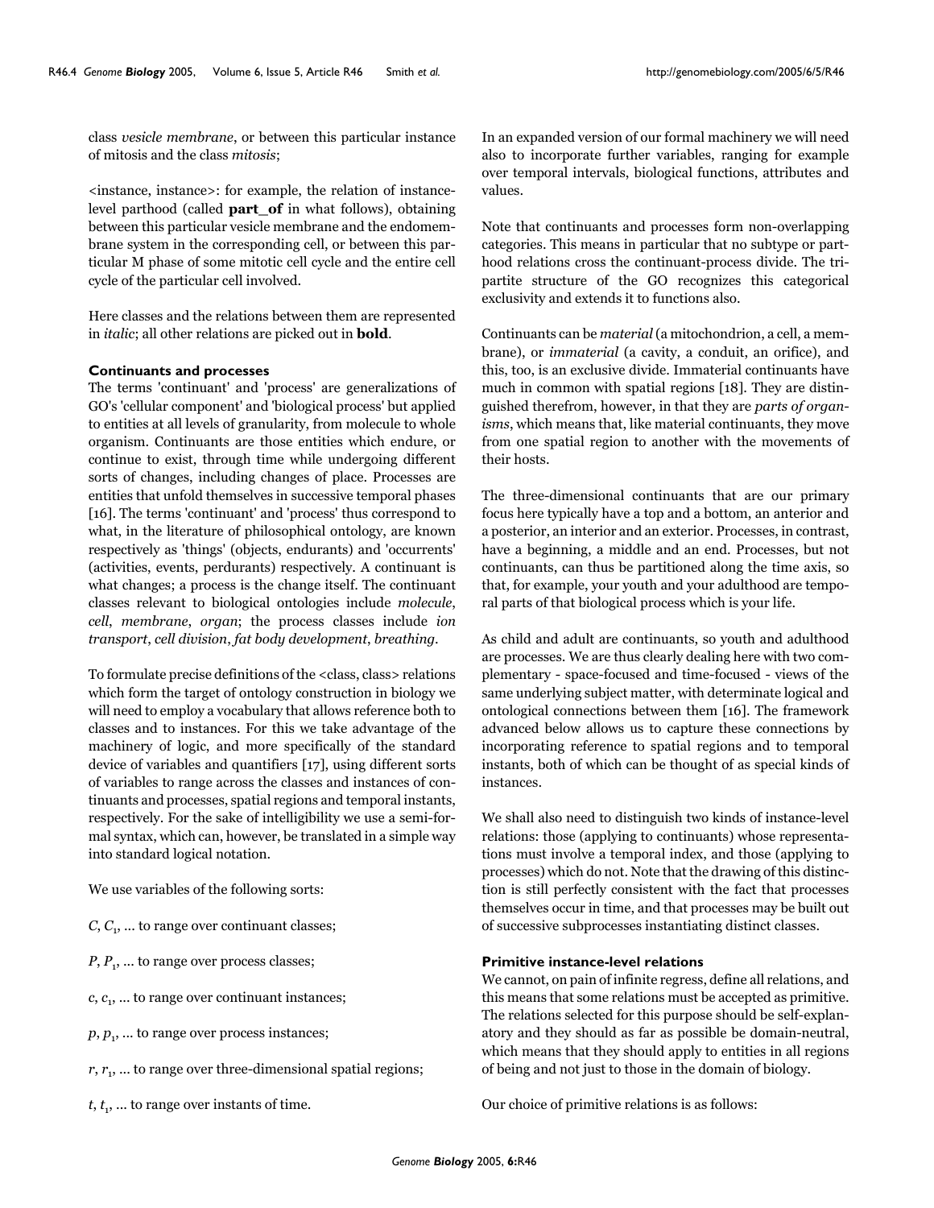class *vesicle membrane*, or between this particular instance of mitosis and the class *mitosis*;

<instance, instance>: for example, the relation of instance-level parthood (called **part_of** in what follows), obtaining between this particular vesicle membrane and the endomembrane system in the corresponding cell, or between this particular M phase of some mitotic cell cycle and the entire cell cycle of the particular cell involved.

Here classes and the relations between them are represented in *italic*; all other relations are picked out in **bold**.

### Continuants and processes

The terms 'continuant' and 'process' are generalizations of GO's 'cellular component' and 'biological process' but applied to entities at all levels of granularity, from molecule to whole organism. Continuants are those entities which endure, or continue to exist, through time while undergoing different sorts of changes, including changes of place. Processes are entities that unfold themselves in successive temporal phases [16]. The terms 'continuant' and 'process' thus correspond to what, in the literature of philosophical ontology, are known respectively as 'things' (objects, endurants) and 'occurrents' (activities, events, perdurants) respectively. A continuant is what changes; a process is the change itself. The continuant classes relevant to biological ontologies include *molecule*, *cell*, *membrane*, *organ*; the process classes include *ion transport*, *cell division*, *fat body development*, *breathing*.

To formulate precise definitions of the <class, class> relations which form the target of ontology construction in biology we will need to employ a vocabulary that allows reference both to classes and to instances. For this we take advantage of the machinery of logic, and more specifically of the standard device of variables and quantifiers [17], using different sorts of variables to range across the classes and instances of continuants and processes, spatial regions and temporal instants, respectively. For the sake of intelligibility we use a semi-formal syntax, which can, however, be translated in a simple way into standard logical notation.

We use variables of the following sorts:

$C$, $C_1$, ... to range over continuant classes;

$P$, $P_1$, ... to range over process classes;

$c$, $c_1$, ... to range over continuant instances;

$p$, $p_1$, ... to range over process instances;

$r$, $r_1$, ... to range over three-dimensional spatial regions;

$t$, $t_1$, ... to range over instants of time.

In an expanded version of our formal machinery we will need also to incorporate further variables, ranging for example over temporal intervals, biological functions, attributes and values.

Note that continuants and processes form non-overlapping categories. This means in particular that no subtype or parthood relations cross the continuant-process divide. The tripartite structure of the GO recognizes this categorical exclusivity and extends it to functions also.

Continuants can be *material* (a mitochondrion, a cell, a membrane), or *immaterial* (a cavity, a conduit, an orifice), and this, too, is an exclusive divide. Immaterial continuants have much in common with spatial regions [18]. They are distinguished therefrom, however, in that they are *parts of organisms*, which means that, like material continuants, they move from one spatial region to another with the movements of their hosts.

The three-dimensional continuants that are our primary focus here typically have a top and a bottom, an anterior and a posterior, an interior and an exterior. Processes, in contrast, have a beginning, a middle and an end. Processes, but not continuants, can thus be partitioned along the time axis, so that, for example, your youth and your adulthood are temporal parts of that biological process which is your life.

As child and adult are continuants, so youth and adulthood are processes. We are thus clearly dealing here with two complementary - space-focused and time-focused - views of the same underlying subject matter, with determinate logical and ontological connections between them [16]. The framework advanced below allows us to capture these connections by incorporating reference to spatial regions and to temporal instants, both of which can be thought of as special kinds of instances.

We shall also need to distinguish two kinds of instance-level relations: those (applying to continuants) whose representations must involve a temporal index, and those (applying to processes) which do not. Note that the drawing of this distinction is still perfectly consistent with the fact that processes themselves occur in time, and that processes may be built out of successive subprocesses instantiating distinct classes.

### Primitive instance-level relations

We cannot, on pain of infinite regress, define all relations, and this means that some relations must be accepted as primitive. The relations selected for this purpose should be self-explanatory and they should as far as possible be domain-neutral, which means that they should apply to entities in all regions of being and not just to those in the domain of biology.

Our choice of primitive relations is as follows: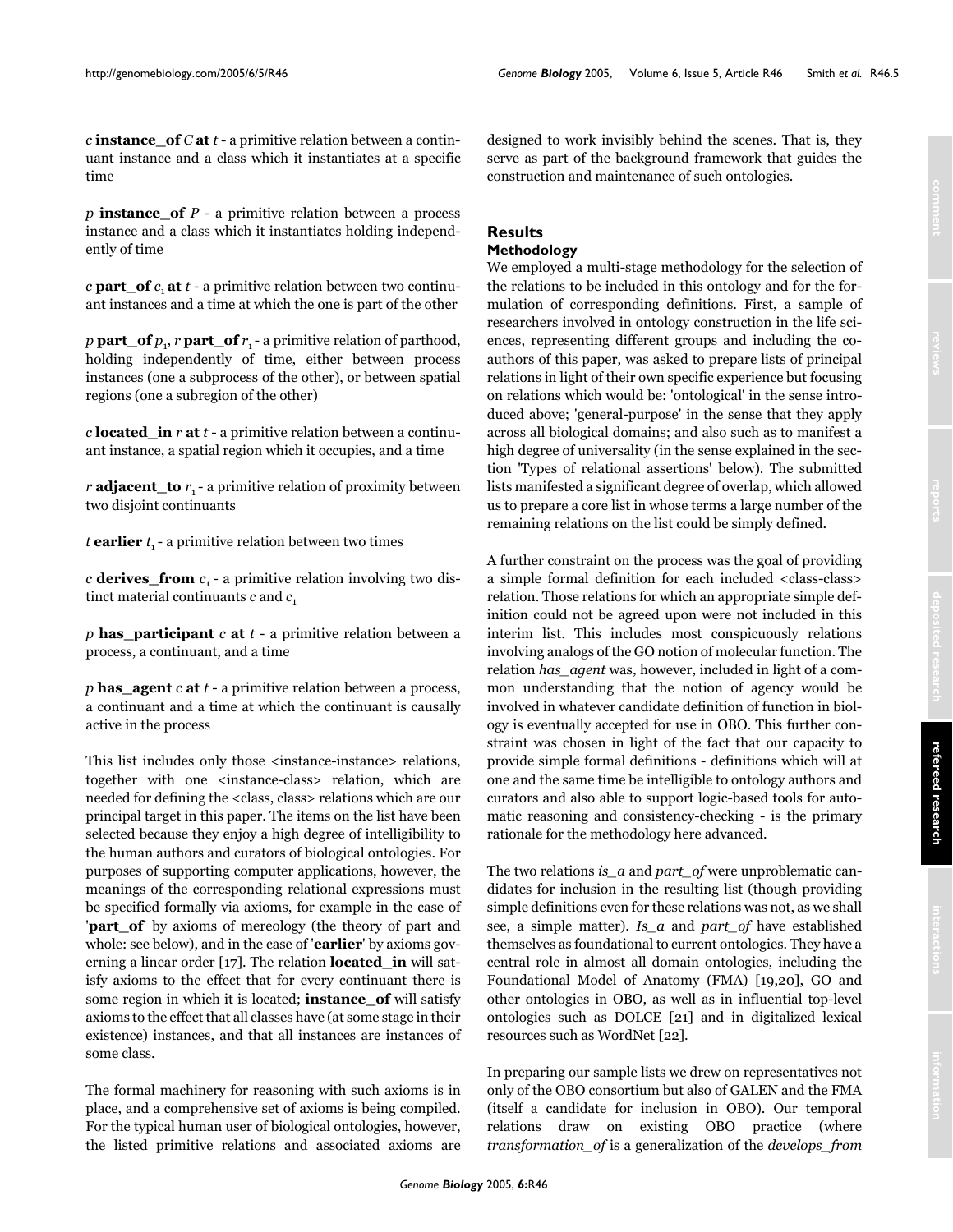$c$ **instance_of** $C$ **at** $t$ - a primitive relation between a continuant instance and a class which it instantiates at a specific time

$p$ **instance_of** $P$ - a primitive relation between a process instance and a class which it instantiates holding independently of time

$c$ **part_of** $c_1$ **at** $t$ - a primitive relation between two continuant instances and a time at which the one is part of the other

$p$ **part_of** $p_1$, $r$ **part_of** $r_1$ - a primitive relation of parthood, holding independently of time, either between process instances (one a subprocess of the other), or between spatial regions (one a subregion of the other)

$c$ **located_in** $r$ **at** $t$ - a primitive relation between a continuant instance, a spatial region which it occupies, and a time

$r$ **adjacent_to** $r_1$ - a primitive relation of proximity between two disjoint continuants

$t$ **earlier** $t_1$ - a primitive relation between two times

$c$ **derives_from** $c_1$ - a primitive relation involving two distinct material continuants $c$ and $c_1$

$p$ **has_participant** $c$ **at** $t$ - a primitive relation between a process, a continuant, and a time

$p$ **has_agent** $c$ **at** $t$ - a primitive relation between a process, a continuant and a time at which the continuant is causally active in the process

This list includes only those <instance-instance> relations, together with one <instance-class> relation, which are needed for defining the <class, class> relations which are our principal target in this paper. The items on the list have been selected because they enjoy a high degree of intelligibility to the human authors and curators of biological ontologies. For purposes of supporting computer applications, however, the meanings of the corresponding relational expressions must be specified formally via axioms, for example in the case of '**part_of**' by axioms of mereology (the theory of part and whole: see below), and in the case of '**earlier**' by axioms governing a linear order [17]. The relation **located_in** will satisfy axioms to the effect that for every continuant there is some region in which it is located; **instance_of** will satisfy axioms to the effect that all classes have (at some stage in their existence) instances, and that all instances are instances of some class.

The formal machinery for reasoning with such axioms is in place, and a comprehensive set of axioms is being compiled. For the typical human user of biological ontologies, however, the listed primitive relations and associated axioms are designed to work invisibly behind the scenes. That is, they serve as part of the background framework that guides the construction and maintenance of such ontologies.

## Results

### Methodology

We employed a multi-stage methodology for the selection of the relations to be included in this ontology and for the formulation of corresponding definitions. First, a sample of researchers involved in ontology construction in the life sciences, representing different groups and including the co-authors of this paper, was asked to prepare lists of principal relations in light of their own specific experience but focusing on relations which would be: 'ontological' in the sense introduced above; 'general-purpose' in the sense that they apply across all biological domains; and also such as to manifest a high degree of universality (in the sense explained in the section 'Types of relational assertions' below). The submitted lists manifested a significant degree of overlap, which allowed us to prepare a core list in whose terms a large number of the remaining relations on the list could be simply defined.

A further constraint on the process was the goal of providing a simple formal definition for each included <class-class> relation. Those relations for which an appropriate simple definition could not be agreed upon were not included in this interim list. This includes most conspicuously relations involving analogs of the GO notion of molecular function. The relation *has_agent* was, however, included in light of a common understanding that the notion of agency would be involved in whatever candidate definition of function in biology is eventually accepted for use in OBO. This further constraint was chosen in light of the fact that our capacity to provide simple formal definitions - definitions which will at one and the same time be intelligible to ontology authors and curators and also able to support logic-based tools for automatic reasoning and consistency-checking - is the primary rationale for the methodology here advanced.

The two relations *is_a* and *part_of* were unproblematic candidates for inclusion in the resulting list (though providing simple definitions even for these relations was not, as we shall see, a simple matter). *Is_a* and *part_of* have established themselves as foundational to current ontologies. They have a central role in almost all domain ontologies, including the Foundational Model of Anatomy (FMA) [19,20], GO and other ontologies in OBO, as well as in influential top-level ontologies such as DOLCE [21] and in digitalized lexical resources such as WordNet [22].

In preparing our sample lists we drew on representatives not only of the OBO consortium but also of GALEN and the FMA (itself a candidate for inclusion in OBO). Our temporal relations draw on existing OBO practice (where *transformation_of* is a generalization of the *develops_from*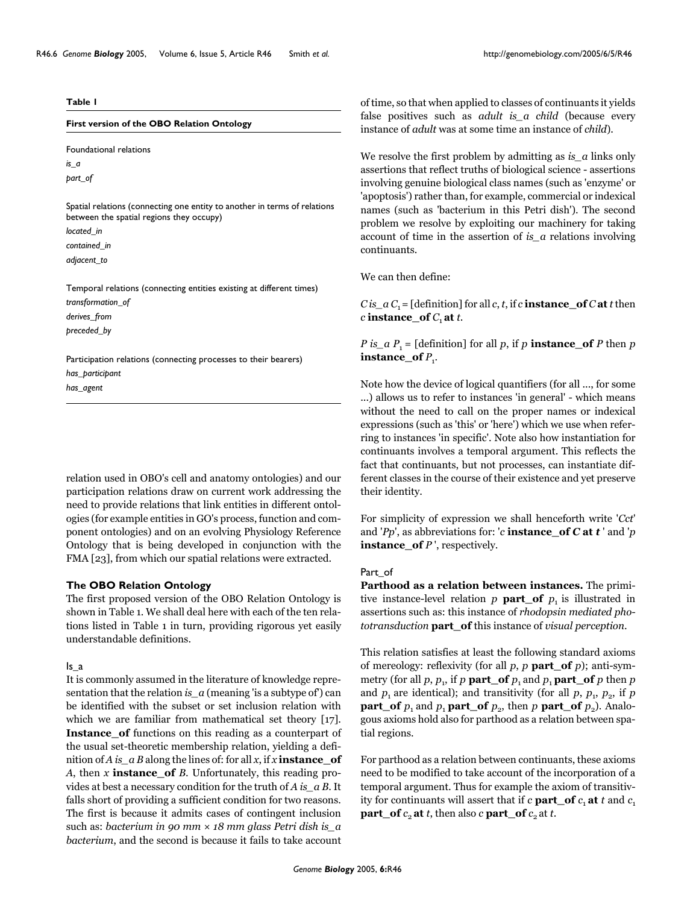**Table 1**

**First version of the OBO Relation Ontology**

Foundational relations

*is_a*

*part_of*

Spatial relations (connecting one entity to another in terms of relations between the spatial regions they occupy)

*located_in*

*contained_in*

*adjacent_to*

Temporal relations (connecting entities existing at different times)

*transformation_of*

*derives_from*

*preceded_by*

Participation relations (connecting processes to their bearers)

*has_participant*

*has_agent*

relation used in OBO's cell and anatomy ontologies) and our participation relations draw on current work addressing the need to provide relations that link entities in different ontologies (for example entities in GO's process, function and component ontologies) and on an evolving Physiology Reference Ontology that is being developed in conjunction with the FMA [23], from which our spatial relations were extracted.

### The OBO Relation Ontology

The first proposed version of the OBO Relation Ontology is shown in Table 1. We shall deal here with each of the ten relations listed in Table 1 in turn, providing rigorous yet easily understandable definitions.

#### Is_a

It is commonly assumed in the literature of knowledge representation that the relation *is_a* (meaning 'is a subtype of') can be identified with the subset or set inclusion relation with which we are familiar from mathematical set theory [17]. **Instance_of** functions on this reading as a counterpart of the usual set-theoretic membership relation, yielding a definition of *A is_a B* along the lines of: for all *x*, if *x* **instance_of** *A*, then *x* **instance_of** *B*. Unfortunately, this reading provides at best a necessary condition for the truth of *A is_a B*. It falls short of providing a sufficient condition for two reasons. The first is because it admits cases of contingent inclusion such as: *bacterium in 90 mm × 18 mm glass Petri dish is_a bacterium*, and the second is because it fails to take account of time, so that when applied to classes of continuants it yields false positives such as *adult is_a child* (because every instance of *adult* was at some time an instance of *child*).

We resolve the first problem by admitting as *is_a* links only assertions that reflect truths of biological science - assertions involving genuine biological class names (such as 'enzyme' or 'apoptosis') rather than, for example, commercial or indexical names (such as 'bacterium in this Petri dish'). The second problem we resolve by exploiting our machinery for taking account of time in the assertion of *is_a* relations involving continuants.

We can then define:

*C is_a* $C_1$ = [definition] for all *c*, *t*, if *c* **instance_of** *C* **at** *t* then *c* **instance_of** $C_1$ **at** *t*.

*P is_a* $P_1$ = [definition] for all *p*, if *p* **instance_of** *P* then *p* **instance_of** $P_1$.

Note how the device of logical quantifiers (for all ..., for some ...) allows us to refer to instances 'in general' - which means without the need to call on the proper names or indexical expressions (such as 'this' or 'here') which we use when referring to instances 'in specific'. Note also how instantiation for continuants involves a temporal argument. This reflects the fact that continuants, but not processes, can instantiate different classes in the course of their existence and yet preserve their identity.

For simplicity of expression we shall henceforth write '*Cct*' and '*Pp*', as abbreviations for: '*c* **instance_of** ***C*** **at** ***t*** ' and '*p* **instance_of** *P* ', respectively.

#### Part_of

**Parthood as a relation between instances.** The primitive instance-level relation *p* **part_of** $p_1$ is illustrated in assertions such as: this instance of *rhodopsin mediated phototransduction* **part_of** this instance of *visual perception*.

This relation satisfies at least the following standard axioms of mereology: reflexivity (for all *p*, *p* **part_of** *p*); anti-symmetry (for all *p*, $p_1$, if *p* **part_of** $p_1$ and $p_1$ **part_of** *p* then *p* and $p_1$ are identical); and transitivity (for all *p*, $p_1$, $p_2$, if *p* **part_of** $p_1$ and $p_1$ **part_of** $p_2$, then *p* **part_of** $p_2$). Analogous axioms hold also for parthood as a relation between spatial regions.

For parthood as a relation between continuants, these axioms need to be modified to take account of the incorporation of a temporal argument. Thus for example the axiom of transitivity for continuants will assert that if *c* **part_of** $c_1$ **at** *t* and $c_1$ **part_of** $c_2$ **at** *t*, then also *c* **part_of** $c_2$ at *t*.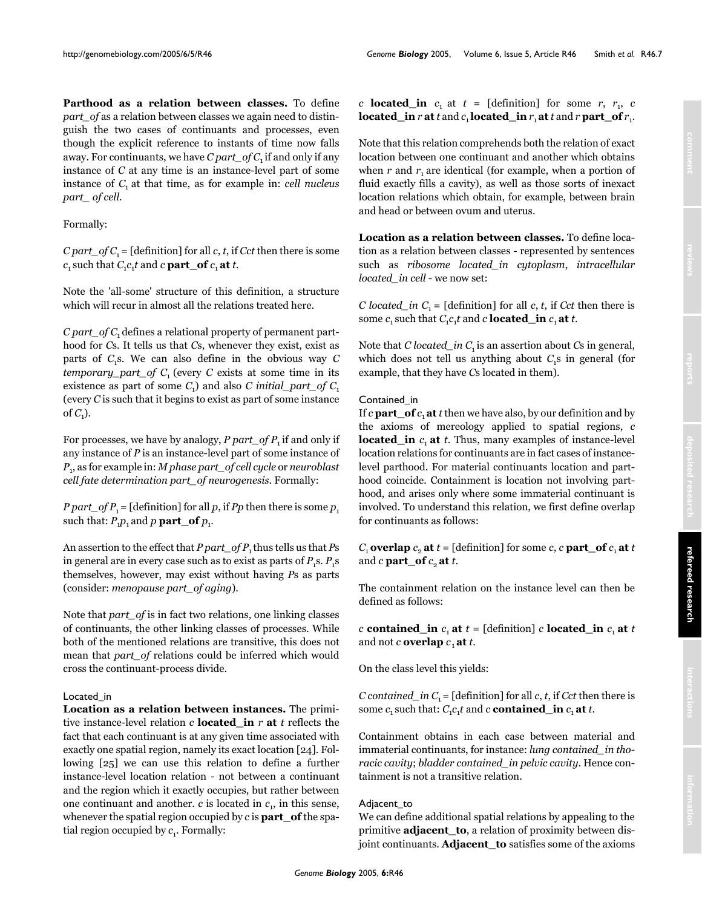**Parthood as a relation between classes.** To define *part_of* as a relation between classes we again need to distinguish the two cases of continuants and processes, even though the explicit reference to instants of time now falls away. For continuants, we have *C part_of* $C_1$ if and only if any instance of *C* at any time is an instance-level part of some instance of $C_1$ at that time, as for example in: *cell nucleus part_ of cell*.

Formally:

*C part_of* $C_1$ = [definition] for all *c*, *t*, if *Cct* then there is some $c_1$ such that $C_1c_1t$ and *c* **part_of** $c_1$ **at** *t*.

Note the 'all-some' structure of this definition, a structure which will recur in almost all the relations treated here.

*C part_of* $C_1$ defines a relational property of permanent parthood for *C*s. It tells us that *C*s, whenever they exist, exist as parts of $C_1$s. We can also define in the obvious way *C temporary_part_of* $C_1$ (every *C* exists at some time in its existence as part of some $C_1$) and also *C initial_part_of* $C_1$ (every *C* is such that it begins to exist as part of some instance of $C_1$).

For processes, we have by analogy, *P part_of* $P_1$ if and only if any instance of *P* is an instance-level part of some instance of $P_1$, as for example in: *M phase part_of cell cycle* or *neuroblast cell fate determination part_of neurogenesis*. Formally:

*P part_of* $P_1$ = [definition] for all *p*, if *Pp* then there is some $p_1$ such that: $P_1p_1$ and *p* **part_of** $p_1$.

An assertion to the effect that *P part_of* $P_1$ thus tells us that *P*s in general are in every case such as to exist as parts of $P_1$s. $P_1$s themselves, however, may exist without having *P*s as parts (consider: *menopause part_of aging*).

Note that *part_of* is in fact two relations, one linking classes of continuants, the other linking classes of processes. While both of the mentioned relations are transitive, this does not mean that *part_of* relations could be inferred which would cross the continuant-process divide.

### Located_in

**Location as a relation between instances.** The primitive instance-level relation *c* **located_in** *r* **at** *t* reflects the fact that each continuant is at any given time associated with exactly one spatial region, namely its exact location [24]. Following [25] we can use this relation to define a further instance-level location relation - not between a continuant and the region which it exactly occupies, but rather between one continuant and another. *c* is located in $c_1$, in this sense, whenever the spatial region occupied by *c* is **part_of** the spatial region occupied by $c_1$. Formally:

*c* **located_in** $c_1$ at *t* = [definition] for some *r*, $r_1$, *c* **located_in** *r* **at** *t* and $c_1$ **located_in** $r_1$ **at** *t* and *r* **part_of** $r_1$.

Note that this relation comprehends both the relation of exact location between one continuant and another which obtains when *r* and $r_1$ are identical (for example, when a portion of fluid exactly fills a cavity), as well as those sorts of inexact location relations which obtain, for example, between brain and head or between ovum and uterus.

**Location as a relation between classes.** To define location as a relation between classes - represented by sentences such as *ribosome located_in cytoplasm*, *intracellular located_in cell* - we now set:

*C located_in* $C_1$ = [definition] for all *c*, *t*, if *Cct* then there is some $c_1$ such that $C_1c_1t$ and *c* **located_in** $c_1$ **at** *t*.

Note that *C located_in* $C_1$ is an assertion about *C*s in general, which does not tell us anything about $C_1$s in general (for example, that they have *C*s located in them).

### Contained_in

If *c* **part_of** $c_1$ **at** *t* then we have also, by our definition and by the axioms of mereology applied to spatial regions, *c* **located_in** $c_1$ **at** *t*. Thus, many examples of instance-level location relations for continuants are in fact cases of instance-level parthood. For material continuants location and parthood coincide. Containment is location not involving parthood, and arises only where some immaterial continuant is involved. To understand this relation, we first define overlap for continuants as follows:

$C_1$ **overlap** $c_2$ **at** *t* = [definition] for some *c*, *c* **part_of** $c_1$ **at** *t* and *c* **part_of** $c_2$ **at** *t*.

The containment relation on the instance level can then be defined as follows:

*c* **contained_in** $c_1$ **at** *t* = [definition] *c* **located_in** $c_1$ **at** *t* and not *c* **overlap** $c_1$ **at** *t*.

On the class level this yields:

*C contained_in* $C_1$ = [definition] for all *c*, *t*, if *Cct* then there is some $c_1$ such that: $C_1c_1t$ and *c* **contained_in** $c_1$ **at** *t*.

Containment obtains in each case between material and immaterial continuants, for instance: *lung contained_in thoracic cavity*; *bladder contained_in pelvic cavity*. Hence containment is not a transitive relation.

### Adjacent_to

We can define additional spatial relations by appealing to the primitive **adjacent_to**, a relation of proximity between disjoint continuants. **Adjacent_to** satisfies some of the axioms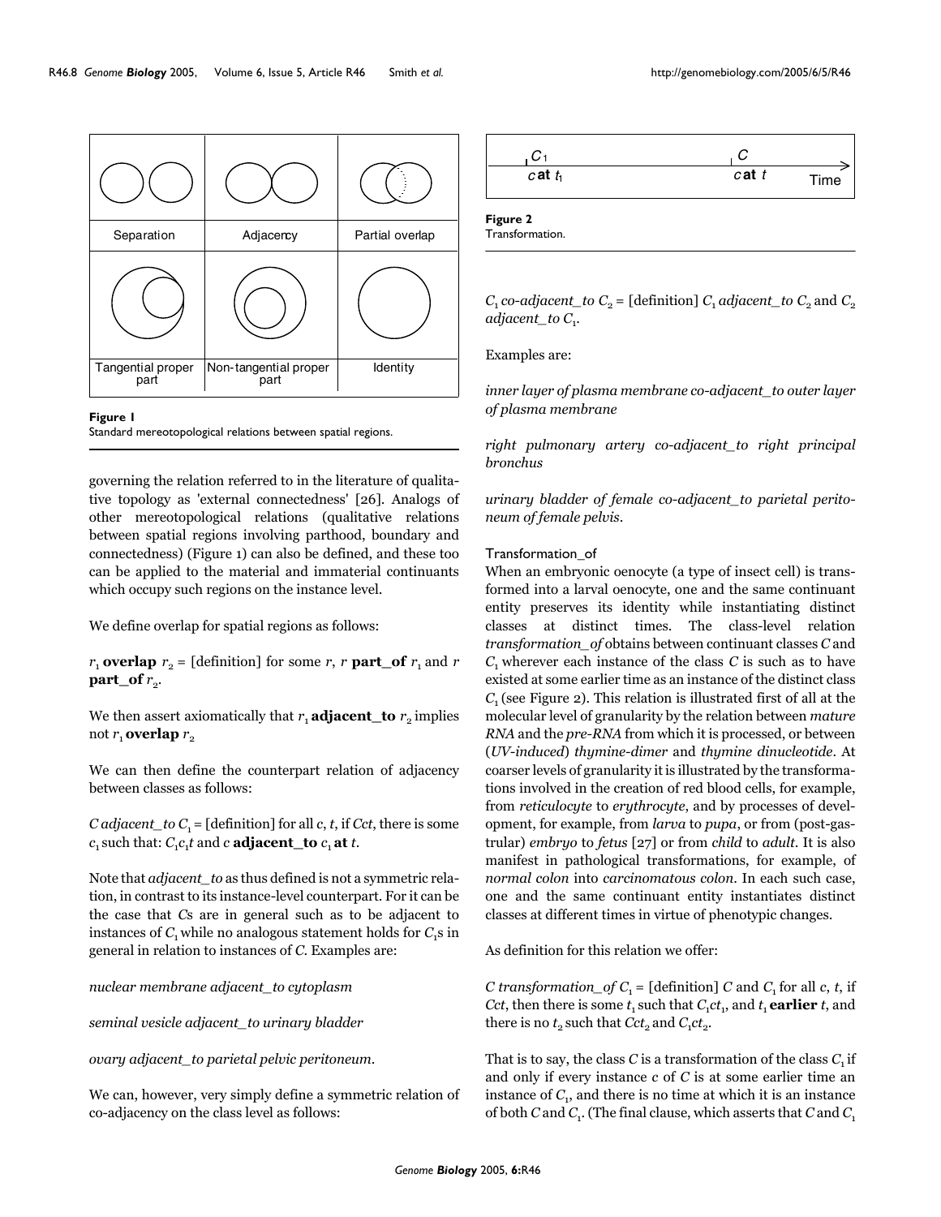Separation | Adjacency | Partial overlap

Tangential proper part | Non-tangential proper part | Identity

**Figure 1**
Standard mereotopological relations between spatial regions.

governing the relation referred to in the literature of qualitative topology as 'external connectedness' [26]. Analogs of other mereotopological relations (qualitative relations between spatial regions involving parthood, boundary and connectedness) (Figure 1) can also be defined, and these too can be applied to the material and immaterial continuants which occupy such regions on the instance level.

We define overlap for spatial regions as follows:

$r_1$ **overlap** $r_2$ = [definition] for some $r$, $r$ **part_of** $r_1$ and $r$ **part_of** $r_2$.

We then assert axiomatically that $r_1$ **adjacent_to** $r_2$ implies not $r_1$ **overlap** $r_2$

We can then define the counterpart relation of adjacency between classes as follows:

*C adjacent_to* $C_1$ = [definition] for all $c$, $t$, if *Cct*, there is some $c_1$ such that: $C_1c_1t$ and $c$ **adjacent_to** $c_1$ **at** $t$.

Note that *adjacent_to* as thus defined is not a symmetric relation, in contrast to its instance-level counterpart. For it can be the case that *C*s are in general such as to be adjacent to instances of $C_1$ while no analogous statement holds for $C_1$s in general in relation to instances of *C*. Examples are:

*nuclear membrane adjacent_to cytoplasm*

*seminal vesicle adjacent_to urinary bladder*

*ovary adjacent_to parietal pelvic peritoneum*.

We can, however, very simply define a symmetric relation of co-adjacency on the class level as follows:

$C_1$ *co-adjacent_to* $C_2$ = [definition] $C_1$ *adjacent_to* $C_2$ and $C_2$ *adjacent_to* $C_1$.

Examples are:

*inner layer of plasma membrane co-adjacent_to outer layer of plasma membrane*

*right pulmonary artery co-adjacent_to right principal bronchus*

*urinary bladder of female co-adjacent_to parietal peritoneum of female pelvis*.

$C_1$ $c$ **at** $t_1$ — $C$ $c$ **at** $t$ — Time

**Figure 2**
Transformation.

### Transformation_of

When an embryonic oenocyte (a type of insect cell) is transformed into a larval oenocyte, one and the same continuant entity preserves its identity while instantiating distinct classes at distinct times. The class-level relation *transformation_of* obtains between continuant classes *C* and $C_1$ wherever each instance of the class *C* is such as to have existed at some earlier time as an instance of the distinct class $C_1$ (see Figure 2). This relation is illustrated first of all at the molecular level of granularity by the relation between *mature RNA* and the *pre-RNA* from which it is processed, or between (*UV-induced*) *thymine-dimer* and *thymine dinucleotide*. At coarser levels of granularity it is illustrated by the transformations involved in the creation of red blood cells, for example, from *reticulocyte* to *erythrocyte*, and by processes of development, for example, from *larva* to *pupa*, or from (post-gastrular) *embryo* to *fetus* [27] or from *child* to *adult*. It is also manifest in pathological transformations, for example, of *normal colon* into *carcinomatous colon*. In each such case, one and the same continuant entity instantiates distinct classes at different times in virtue of phenotypic changes.

As definition for this relation we offer:

*C transformation_of* $C_1$ = [definition] *C* and $C_1$ for all $c$, $t$, if *Cct*, then there is some $t_1$ such that $C_1ct_1$, and $t_1$ **earlier** $t$, and there is no $t_2$ such that $Cct_2$ and $C_1ct_2$.

That is to say, the class *C* is a transformation of the class $C_1$ if and only if every instance $c$ of *C* is at some earlier time an instance of $C_1$, and there is no time at which it is an instance of both *C* and $C_1$. (The final clause, which asserts that *C* and $C_1$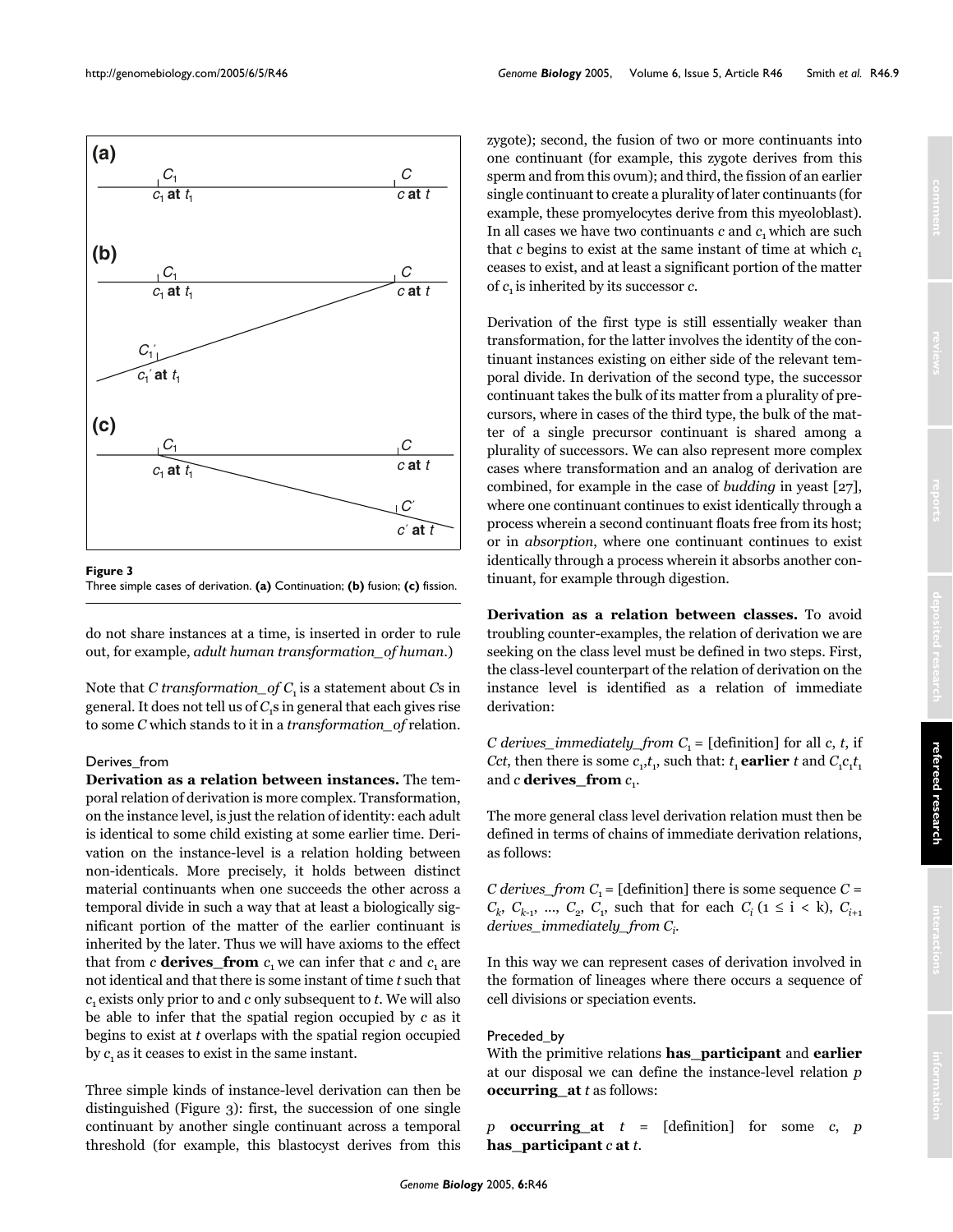Figure 3
Three simple cases of derivation. **(a)** Continuation; **(b)** fusion; **(c)** fission.

do not share instances at a time, is inserted in order to rule out, for example, *adult human transformation_of human*.)

Note that *C transformation_of* $C_1$ is a statement about *C*s in general. It does not tell us of $C_1$s in general that each gives rise to some *C* which stands to it in a *transformation_of* relation.

### Derives_from

**Derivation as a relation between instances.** The temporal relation of derivation is more complex. Transformation, on the instance level, is just the relation of identity: each adult is identical to some child existing at some earlier time. Derivation on the instance-level is a relation holding between non-identicals. More precisely, it holds between distinct material continuants when one succeeds the other across a temporal divide in such a way that at least a biologically significant portion of the matter of the earlier continuant is inherited by the later. Thus we will have axioms to the effect that from *c* **derives_from** $c_1$ we can infer that *c* and $c_1$ are not identical and that there is some instant of time *t* such that $c_1$ exists only prior to and *c* only subsequent to *t*. We will also be able to infer that the spatial region occupied by *c* as it begins to exist at *t* overlaps with the spatial region occupied by $c_1$ as it ceases to exist in the same instant.

Three simple kinds of instance-level derivation can then be distinguished (Figure 3): first, the succession of one single continuant by another single continuant across a temporal threshold (for example, this blastocyst derives from this zygote); second, the fusion of two or more continuants into one continuant (for example, this zygote derives from this sperm and from this ovum); and third, the fission of an earlier single continuant to create a plurality of later continuants (for example, these promyelocytes derive from this myeloblast). In all cases we have two continuants *c* and $c_1$ which are such that *c* begins to exist at the same instant of time at which $c_1$ ceases to exist, and at least a significant portion of the matter of $c_1$ is inherited by its successor *c*.

Derivation of the first type is still essentially weaker than transformation, for the latter involves the identity of the continuant instances existing on either side of the relevant temporal divide. In derivation of the second type, the successor continuant takes the bulk of its matter from a plurality of precursors, where in cases of the third type, the bulk of the matter of a single precursor continuant is shared among a plurality of successors. We can also represent more complex cases where transformation and an analog of derivation are combined, for example in the case of *budding* in yeast [27], where one continuant continues to exist identically through a process wherein a second continuant floats free from its host; or in *absorption*, where one continuant continues to exist identically through a process wherein it absorbs another continuant, for example through digestion.

**Derivation as a relation between classes.** To avoid troubling counter-examples, the relation of derivation we are seeking on the class level must be defined in two steps. First, the class-level counterpart of the relation of derivation on the instance level is identified as a relation of immediate derivation:

*C derives_immediately_from* $C_1$ = [definition] for all *c*, *t*, if *Cct*, then there is some $c_1$,$t_1$, such that: $t_1$ **earlier** *t* and $C_1c_1t_1$ and *c* **derives_from** $c_1$.

The more general class level derivation relation must then be defined in terms of chains of immediate derivation relations, as follows:

*C derives_from* $C_1$ = [definition] there is some sequence $C = C_k, C_{k-1}, ..., C_2, C_1$, such that for each $C_i$ ($1 \leq i < k$), $C_{i+1}$ *derives_immediately_from* $C_i$.

In this way we can represent cases of derivation involved in the formation of lineages where there occurs a sequence of cell divisions or speciation events.

### Preceded_by

With the primitive relations **has_participant** and **earlier** at our disposal we can define the instance-level relation *p* **occurring_at** *t* as follows:

*p* **occurring_at** *t* = [definition] for some *c*, *p* **has_participant** *c* **at** *t*.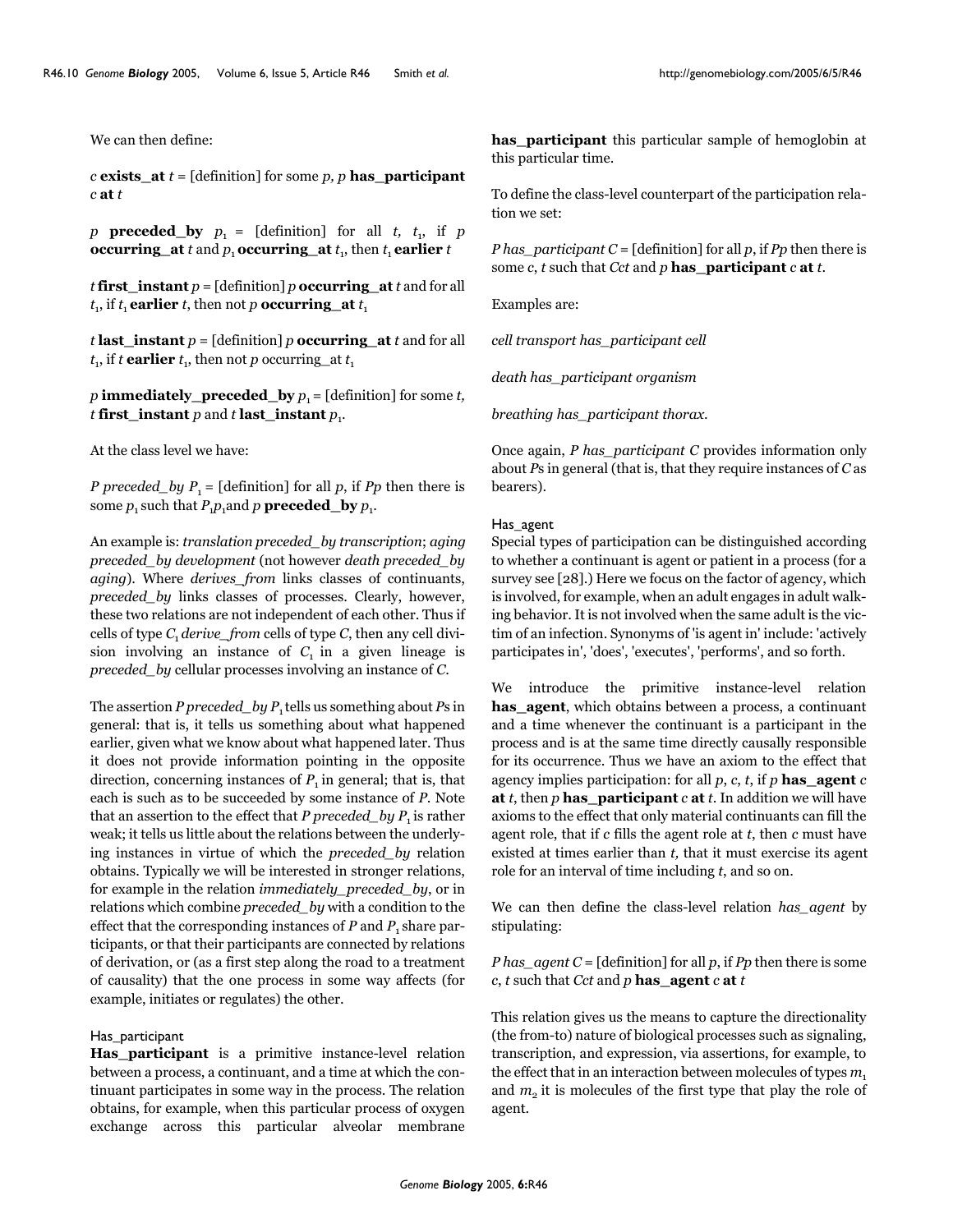We can then define:

*c* **exists_at** *t* = [definition] for some *p, p* **has_participant** *c* **at** *t*

*p* **preceded_by** $p_1$ = [definition] for all *t*, $t_1$, if *p* **occurring_at** *t* and $p_1$ **occurring_at** $t_1$, then $t_1$ **earlier** *t*

*t* **first_instant** *p* = [definition] *p* **occurring_at** *t* and for all $t_1$, if $t_1$ **earlier** *t*, then not *p* **occurring_at** $t_1$

*t* **last_instant** *p* = [definition] *p* **occurring_at** *t* and for all $t_1$, if *t* **earlier** $t_1$, then not *p* occurring_at $t_1$

*p* **immediately_preceded_by** $p_1$ = [definition] for some *t*, *t* **first_instant** *p* and *t* **last_instant** $p_1$.

At the class level we have:

*P preceded_by* $P_1$ = [definition] for all *p*, if *Pp* then there is some $p_1$ such that $P_1p_1$ and *p* **preceded_by** $p_1$.

An example is: *translation preceded_by transcription*; *aging preceded_by development* (not however *death preceded_by aging*). Where *derives_from* links classes of continuants, *preceded_by* links classes of processes. Clearly, however, these two relations are not independent of each other. Thus if cells of type $C_1$ *derive_from* cells of type *C*, then any cell division involving an instance of $C_1$ in a given lineage is *preceded_by* cellular processes involving an instance of *C*.

The assertion *P preceded_by* $P_1$ tells us something about *P*s in general: that is, it tells us something about what happened earlier, given what we know about what happened later. Thus it does not provide information pointing in the opposite direction, concerning instances of $P_1$ in general; that is, that each is such as to be succeeded by some instance of *P*. Note that an assertion to the effect that *P preceded_by* $P_1$ is rather weak; it tells us little about the relations between the underlying instances in virtue of which the *preceded_by* relation obtains. Typically we will be interested in stronger relations, for example in the relation *immediately_preceded_by*, or in relations which combine *preceded_by* with a condition to the effect that the corresponding instances of *P* and $P_1$ share participants, or that their participants are connected by relations of derivation, or (as a first step along the road to a treatment of causality) that the one process in some way affects (for example, initiates or regulates) the other.

### Has_participant

**Has_participant** is a primitive instance-level relation between a process, a continuant, and a time at which the continuant participates in some way in the process. The relation obtains, for example, when this particular process of oxygen exchange across this particular alveolar membrane **has_participant** this particular sample of hemoglobin at this particular time.

To define the class-level counterpart of the participation relation we set:

*P has_participant C* = [definition] for all *p*, if *Pp* then there is some *c*, *t* such that *Cct* and *p* **has_participant** *c* **at** *t*.

Examples are:

*cell transport has_participant cell*

*death has_participant organism*

*breathing has_participant thorax*.

Once again, *P has_participant C* provides information only about *P*s in general (that is, that they require instances of *C* as bearers).

### Has_agent

Special types of participation can be distinguished according to whether a continuant is agent or patient in a process (for a survey see [28].) Here we focus on the factor of agency, which is involved, for example, when an adult engages in adult walking behavior. It is not involved when the same adult is the victim of an infection. Synonyms of 'is agent in' include: 'actively participates in', 'does', 'executes', 'performs', and so forth.

We introduce the primitive instance-level relation **has_agent**, which obtains between a process, a continuant and a time whenever the continuant is a participant in the process and is at the same time directly causally responsible for its occurrence. Thus we have an axiom to the effect that agency implies participation: for all *p*, *c*, *t*, if *p* **has_agent** *c* **at** *t*, then *p* **has_participant** *c* **at** *t*. In addition we will have axioms to the effect that only material continuants can fill the agent role, that if *c* fills the agent role at *t*, then *c* must have existed at times earlier than *t*, that it must exercise its agent role for an interval of time including *t*, and so on.

We can then define the class-level relation *has_agent* by stipulating:

*P has_agent C* = [definition] for all *p*, if *Pp* then there is some *c*, *t* such that *Cct* and *p* **has_agent** *c* **at** *t*

This relation gives us the means to capture the directionality (the from-to) nature of biological processes such as signaling, transcription, and expression, via assertions, for example, to the effect that in an interaction between molecules of types $m_1$ and $m_2$ it is molecules of the first type that play the role of agent.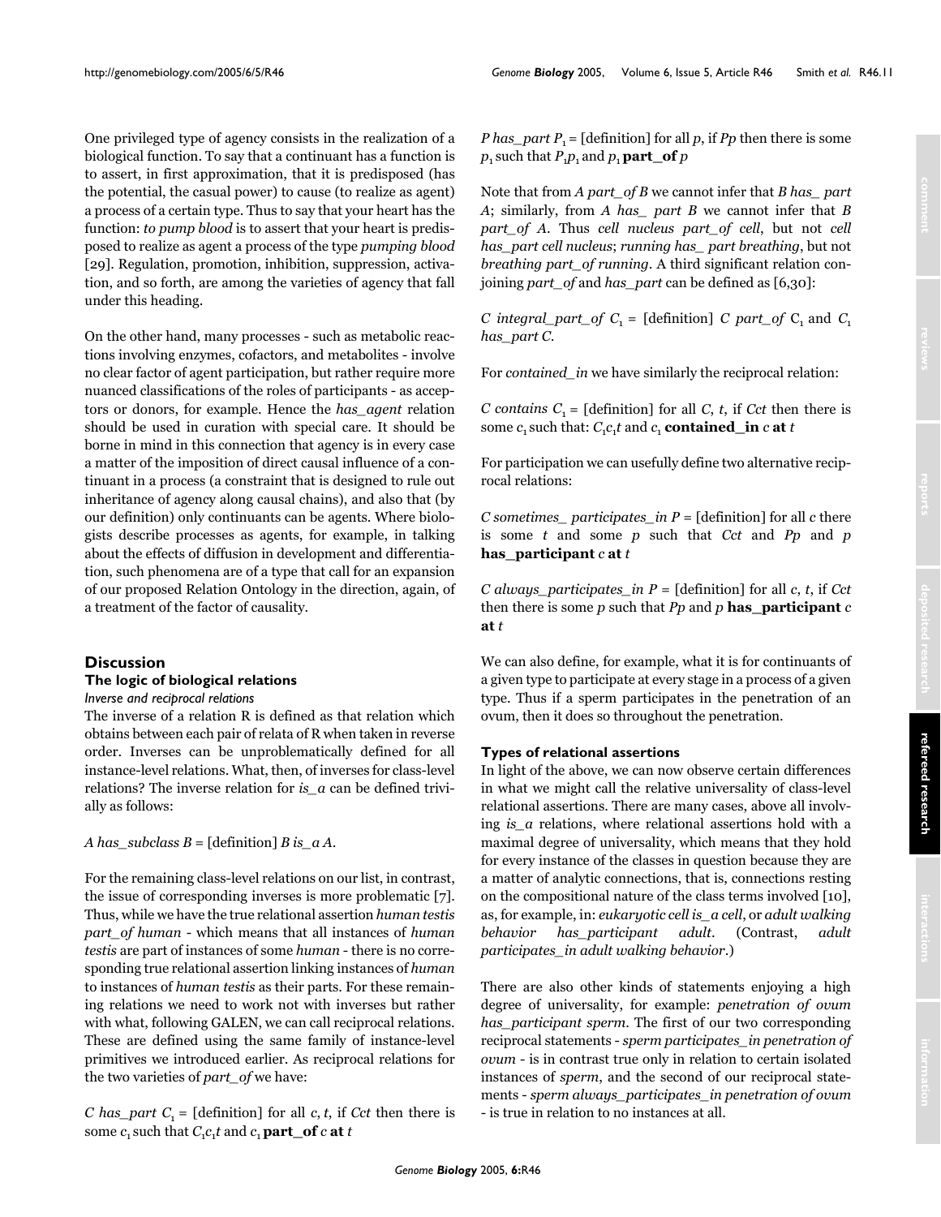One privileged type of agency consists in the realization of a biological function. To say that a continuant has a function is to assert, in first approximation, that it is predisposed (has the potential, the casual power) to cause (to realize as agent) a process of a certain type. Thus to say that your heart has the function: *to pump blood* is to assert that your heart is predisposed to realize as agent a process of the type *pumping blood* [29]. Regulation, promotion, inhibition, suppression, activation, and so forth, are among the varieties of agency that fall under this heading.

On the other hand, many processes - such as metabolic reactions involving enzymes, cofactors, and metabolites - involve no clear factor of agent participation, but rather require more nuanced classifications of the roles of participants - as acceptors or donors, for example. Hence the *has_agent* relation should be used in curation with special care. It should be borne in mind in this connection that agency is in every case a matter of the imposition of direct causal influence of a continuant in a process (a constraint that is designed to rule out inheritance of agency along causal chains), and also that (by our definition) only continuants can be agents. Where biologists describe processes as agents, for example, in talking about the effects of diffusion in development and differentiation, such phenomena are of a type that call for an expansion of our proposed Relation Ontology in the direction, again, of a treatment of the factor of causality.

## Discussion

### The logic of biological relations

#### Inverse and reciprocal relations

The inverse of a relation R is defined as that relation which obtains between each pair of relata of R when taken in reverse order. Inverses can be unproblematically defined for all instance-level relations. What, then, of inverses for class-level relations? The inverse relation for *is_a* can be defined trivially as follows:

*A has_subclass B* = [definition] *B is_a A*.

For the remaining class-level relations on our list, in contrast, the issue of corresponding inverses is more problematic [7]. Thus, while we have the true relational assertion *human testis part_of human* - which means that all instances of *human testis* are part of instances of some *human* - there is no corresponding true relational assertion linking instances of *human* to instances of *human testis* as their parts. For these remaining relations we need to work not with inverses but rather with what, following GALEN, we can call reciprocal relations. These are defined using the same family of instance-level primitives we introduced earlier. As reciprocal relations for the two varieties of *part_of* we have:

*C has_part* $C_1$ = [definition] for all *c*, *t*, if *Cct* then there is some $c_1$ such that $C_1c_1t$ and $c_1$ **part_of** *c* **at** *t*

*P has_part* $P_1$ = [definition] for all *p*, if *Pp* then there is some $p_1$ such that $P_1p_1$ and $p_1$ **part_of** *p*

Note that from *A part_of B* we cannot infer that *B has_ part A*; similarly, from *A has_ part B* we cannot infer that *B part_of A*. Thus *cell nucleus part_of cell*, but not *cell has_part cell nucleus*; *running has_ part breathing*, but not *breathing part_of running*. A third significant relation conjoining *part_of* and *has_part* can be defined as [6,30]:

*C integral_part_of* $C_1$ = [definition] *C part_of* $C_1$ and $C_1$ *has_part C*.

For *contained_in* we have similarly the reciprocal relation:

*C contains* $C_1$ = [definition] for all *C*, *t*, if *Cct* then there is some $c_1$ such that: $C_1c_1t$ and $c_1$ **contained_in** *c* **at** *t*

For participation we can usefully define two alternative reciprocal relations:

*C sometimes_ participates_in P* = [definition] for all *c* there is some *t* and some *p* such that *Cct* and *Pp* and *p* **has_participant** *c* **at** *t*

*C always_participates_in P* = [definition] for all *c*, *t*, if *Cct* then there is some *p* such that *Pp* and *p* **has_participant** *c* **at** *t*

We can also define, for example, what it is for continuants of a given type to participate at every stage in a process of a given type. Thus if a sperm participates in the penetration of an ovum, then it does so throughout the penetration.

### Types of relational assertions

In light of the above, we can now observe certain differences in what we might call the relative universality of class-level relational assertions. There are many cases, above all involving *is_a* relations, where relational assertions hold with a maximal degree of universality, which means that they hold for every instance of the classes in question because they are a matter of analytic connections, that is, connections resting on the compositional nature of the class terms involved [10], as, for example, in: *eukaryotic cell is_a cell*, or *adult walking behavior has_participant adult*. (Contrast, *adult participates_in adult walking behavior*.)

There are also other kinds of statements enjoying a high degree of universality, for example: *penetration of ovum has_participant sperm*. The first of our two corresponding reciprocal statements - *sperm participates_in penetration of ovum* - is in contrast true only in relation to certain isolated instances of *sperm*, and the second of our reciprocal statements - *sperm always_participates_in penetration of ovum* - is true in relation to no instances at all.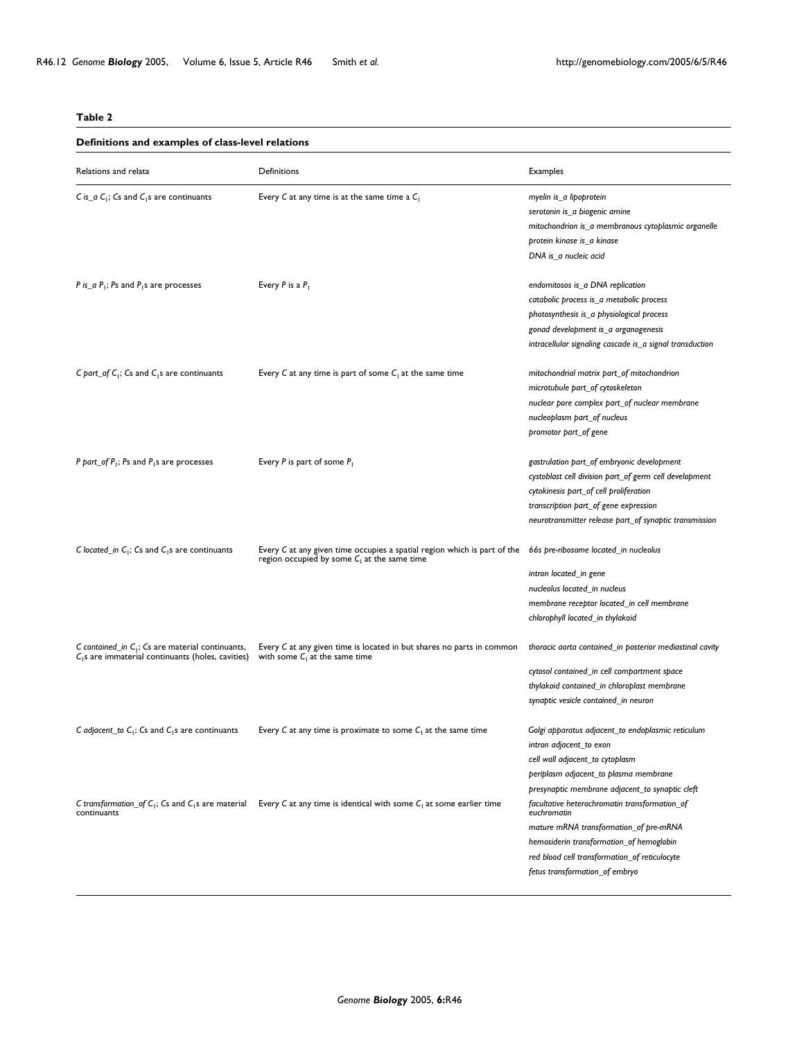**Table 2**

**Definitions and examples of class-level relations**

| Relations and relata | Definitions | Examples |
|---|---|---|
| *C is_a* $C_1$; *C*s and $C_1$s are continuants | Every *C* at any time is at the same time a $C_1$ | *myelin is_a lipoprotein*<br>*serotonin is_a biogenic amine*<br>*mitochondrion is_a membranous cytoplasmic organelle*<br>*protein kinase is_a kinase*<br>*DNA is_a nucleic acid* |
| *P is_a* $P_1$; *P*s and $P_1$s are processes | Every *P* is a $P_1$ | *endomitosos is_a DNA replication*<br>*catabolic process is_a metabolic process*<br>*photosynthesis is_a physiological process*<br>*gonad development is_a organogenesis*<br>*intracellular signaling cascade is_a signal transduction* |
| *C part_of* $C_1$; *C*s and $C_1$s are continuants | Every *C* at any time is part of some $C_1$ at the same time | *mitochondrial matrix part_of mitochondrion*<br>*microtubule part_of cytoskeleton*<br>*nuclear pore complex part_of nuclear membrane*<br>*nucleoplasm part_of nucleus*<br>*promotor part_of gene* |
| *P part_of* $P_1$; *P*s and $P_1$s are processes | Every *P* is part of some $P_1$ | *gastrulation part_of embryonic development*<br>*cystoblast cell division part_of germ cell development*<br>*cytokinesis part_of cell proliferation*<br>*transcription part_of gene expression*<br>*neurotransmitter release part_of synaptic transmission* |
| *C located_in* $C_1$; *C*s and $C_1$s are continuants | Every *C* at any given time occupies a spatial region which is part of the region occupied by some $C_1$ at the same time | *66s pre-ribosome located_in nucleolus*<br>*intron located_in gene*<br>*nucleolus located_in nucleus*<br>*membrane receptor located_in cell membrane*<br>*chlorophyll located_in thylakoid* |
| *C contained_in* $C_1$; *C*s are material continuants, $C_1$s are immaterial continuants (holes, cavities) | Every *C* at any given time is located in but shares no parts in common with some $C_1$ at the same time | *thoracic aorta contained_in posterior mediastinal cavity*<br>*cytosol contained_in cell compartment space*<br>*thylakoid contained_in chloroplast membrane*<br>*synaptic vesicle contained_in neuron* |
| *C adjacent_to* $C_1$; *C*s and $C_1$s are continuants | Every *C* at any time is proximate to some $C_1$ at the same time | *Golgi apparatus adjacent_to endoplasmic reticulum*<br>*intron adjacent_to exon*<br>*cell wall adjacent_to cytoplasm*<br>*periplasm adjacent_to plasma membrane*<br>*presynaptic membrane adjacent_to synaptic cleft* |
| *C transformation_of* $C_1$; *C*s and $C_1$s are material continuants | Every *C* at any time is identical with some $C_1$ at some earlier time | *facultative heterochromatin transformation_of euchromatin*<br>*mature mRNA transformation_of pre-mRNA*<br>*hemosiderin transformation_of hemoglobin*<br>*red blood cell transformation_of reticulocyte*<br>*fetus transformation_of embryo* |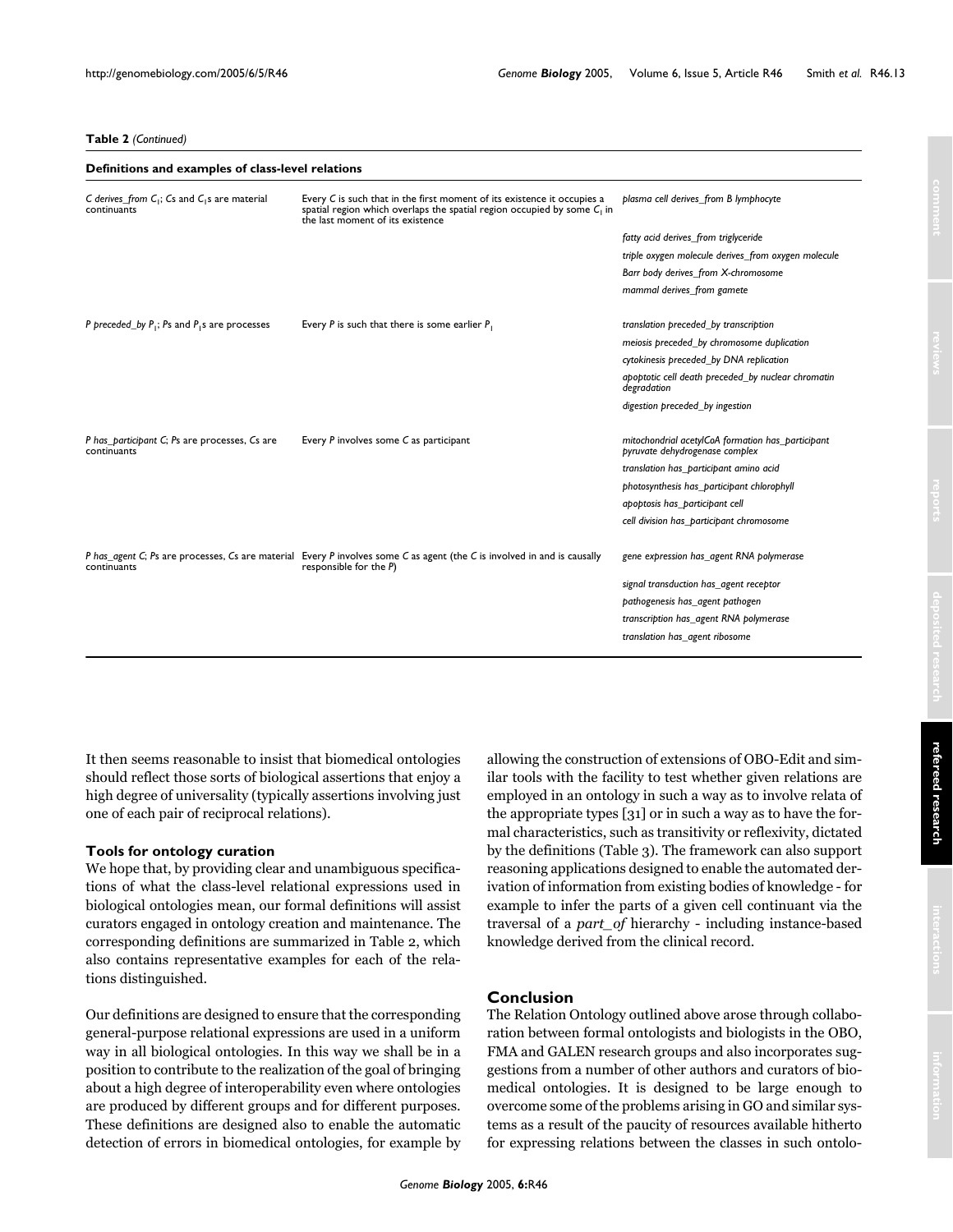**Table 2** *(Continued)*

**Definitions and examples of class-level relations**

| | | |
|---|---|---|
| *C derives_from $C_1$; Cs and $C_1$s are material continuants* | Every *C* is such that in the first moment of its existence it occupies a spatial region which overlaps the spatial region occupied by some $C_1$ in the last moment of its existence | *plasma cell derives_from B lymphocyte* |
| | | *fatty acid derives_from triglyceride* |
| | | *triple oxygen molecule derives_from oxygen molecule* |
| | | *Barr body derives_from X-chromosome* |
| | | *mammal derives_from gamete* |
| *P preceded_by $P_1$; Ps and $P_1$s are processes* | Every *P* is such that there is some earlier $P_1$ | *translation preceded_by transcription* |
| | | *meiosis preceded_by chromosome duplication* |
| | | *cytokinesis preceded_by DNA replication* |
| | | *apoptotic cell death preceded_by nuclear chromatin degradation* |
| | | *digestion preceded_by ingestion* |
| *P has_participant C; Ps are processes, Cs are continuants* | Every *P* involves some *C* as participant | *mitochondrial acetylCoA formation has_participant pyruvate dehydrogenase complex* |
| | | *translation has_participant amino acid* |
| | | *photosynthesis has_participant chlorophyll* |
| | | *apoptosis has_participant cell* |
| | | *cell division has_participant chromosome* |
| *P has_agent C; Ps are processes, Cs are material continuants* | Every *P* involves some *C* as agent (the *C* is involved in and is causally responsible for the *P*) | *gene expression has_agent RNA polymerase* |
| | | *signal transduction has_agent receptor* |
| | | *pathogenesis has_agent pathogen* |
| | | *transcription has_agent RNA polymerase* |
| | | *translation has_agent ribosome* |

It then seems reasonable to insist that biomedical ontologies should reflect those sorts of biological assertions that enjoy a high degree of universality (typically assertions involving just one of each pair of reciprocal relations).

### Tools for ontology curation

We hope that, by providing clear and unambiguous specifications of what the class-level relational expressions used in biological ontologies mean, our formal definitions will assist curators engaged in ontology creation and maintenance. The corresponding definitions are summarized in Table 2, which also contains representative examples for each of the relations distinguished.

Our definitions are designed to ensure that the corresponding general-purpose relational expressions are used in a uniform way in all biological ontologies. In this way we shall be in a position to contribute to the realization of the goal of bringing about a high degree of interoperability even where ontologies are produced by different groups and for different purposes. These definitions are designed also to enable the automatic detection of errors in biomedical ontologies, for example by allowing the construction of extensions of OBO-Edit and similar tools with the facility to test whether given relations are employed in an ontology in such a way as to involve relata of the appropriate types [31] or in such a way as to have the formal characteristics, such as transitivity or reflexivity, dictated by the definitions (Table 3). The framework can also support reasoning applications designed to enable the automated derivation of information from existing bodies of knowledge - for example to infer the parts of a given cell continuant via the traversal of a *part_of* hierarchy - including instance-based knowledge derived from the clinical record.

## Conclusion

The Relation Ontology outlined above arose through collaboration between formal ontologists and biologists in the OBO, FMA and GALEN research groups and also incorporates suggestions from a number of other authors and curators of biomedical ontologies. It is designed to be large enough to overcome some of the problems arising in GO and similar systems as a result of the paucity of resources available hitherto for expressing relations between the classes in such ontolo-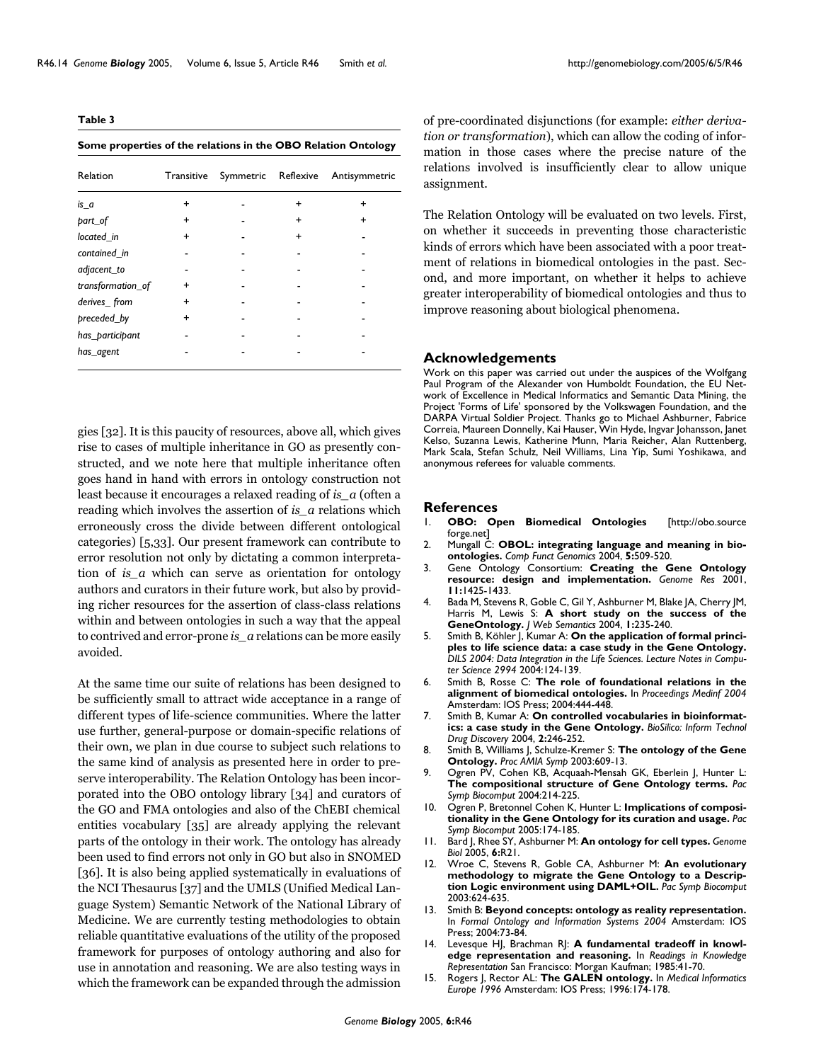**Table 3**

**Some properties of the relations in the OBO Relation Ontology**

| Relation | Transitive | Symmetric | Reflexive | Antisymmetric |
| --- | --- | --- | --- | --- |
| *is_a* | + | - | + | + |
| *part_of* | + | - | + | + |
| *located_in* | + | - | + | - |
| *contained_in* | - | - | - | - |
| *adjacent_to* | - | - | - | - |
| *transformation_of* | + | - | - | - |
| *derives_ from* | + | - | - | - |
| *preceded_by* | + | - | - | - |
| *has_participant* | - | - | - | - |
| *has_agent* | - | - | - | - |

gies [32]. It is this paucity of resources, above all, which gives rise to cases of multiple inheritance in GO as presently constructed, and we note here that multiple inheritance often goes hand in hand with errors in ontology construction not least because it encourages a relaxed reading of *is_a* (often a reading which involves the assertion of *is_a* relations which erroneously cross the divide between different ontological categories) [5,33]. Our present framework can contribute to error resolution not only by dictating a common interpretation of *is_a* which can serve as orientation for ontology authors and curators in their future work, but also by providing richer resources for the assertion of class-class relations within and between ontologies in such a way that the appeal to contrived and error-prone *is_a* relations can be more easily avoided.

At the same time our suite of relations has been designed to be sufficiently small to attract wide acceptance in a range of different types of life-science communities. Where the latter use further, general-purpose or domain-specific relations of their own, we plan in due course to subject such relations to the same kind of analysis as presented here in order to preserve interoperability. The Relation Ontology has been incorporated into the OBO ontology library [34] and curators of the GO and FMA ontologies and also of the ChEBI chemical entities vocabulary [35] are already applying the relevant parts of the ontology in their work. The ontology has already been used to find errors not only in GO but also in SNOMED [36]. It is also being applied systematically in evaluations of the NCI Thesaurus [37] and the UMLS (Unified Medical Language System) Semantic Network of the National Library of Medicine. We are currently testing methodologies to obtain reliable quantitative evaluations of the utility of the proposed framework for purposes of ontology authoring and also for use in annotation and reasoning. We are also testing ways in which the framework can be expanded through the admission of pre-coordinated disjunctions (for example: *either derivation or transformation*), which can allow the coding of information in those cases where the precise nature of the relations involved is insufficiently clear to allow unique assignment.

The Relation Ontology will be evaluated on two levels. First, on whether it succeeds in preventing those characteristic kinds of errors which have been associated with a poor treatment of relations in biomedical ontologies in the past. Second, and more important, on whether it helps to achieve greater interoperability of biomedical ontologies and thus to improve reasoning about biological phenomena.

## Acknowledgements

Work on this paper was carried out under the auspices of the Wolfgang Paul Program of the Alexander von Humboldt Foundation, the EU Network of Excellence in Medical Informatics and Semantic Data Mining, the Project 'Forms of Life' sponsored by the Volkswagen Foundation, and the DARPA Virtual Soldier Project. Thanks go to Michael Ashburner, Fabrice Correia, Maureen Donnelly, Kai Hauser, Win Hyde, Ingvar Johansson, Janet Kelso, Suzanna Lewis, Katherine Munn, Maria Reicher, Alan Ruttenberg, Mark Scala, Stefan Schulz, Neil Williams, Lina Yip, Sumi Yoshikawa, and anonymous referees for valuable comments.

## References

1. **OBO: Open Biomedical Ontologies** [http://obo.sourceforge.net]
2. Mungall C: **OBOL: integrating language and meaning in bio-ontologies.** *Comp Funct Genomics* 2004, **5:**509-520.
3. Gene Ontology Consortium: **Creating the Gene Ontology resource: design and implementation.** *Genome Res* 2001, **11:**1425-1433.
4. Bada M, Stevens R, Goble C, Gil Y, Ashburner M, Blake JA, Cherry JM, Harris M, Lewis S: **A short study on the success of the GeneOntology.** *J Web Semantics* 2004, **1:**235-240.
5. Smith B, Köhler J, Kumar A: **On the application of formal principles to life science data: a case study in the Gene Ontology.** *DILS 2004: Data Integration in the Life Sciences. Lecture Notes in Computer Science 2994* 2004:124-139.
6. Smith B, Rosse C: **The role of foundational relations in the alignment of biomedical ontologies.** In *Proceedings Medinf 2004* Amsterdam: IOS Press; 2004:444-448.
7. Smith B, Kumar A: **On controlled vocabularies in bioinformatics: a case study in the Gene Ontology.** *BioSilico: Inform Technol Drug Discovery* 2004, **2:**246-252.
8. Smith B, Williams J, Schulze-Kremer S: **The ontology of the Gene Ontology.** *Proc AMIA Symp* 2003:609-13.
9. Ogren PV, Cohen KB, Acquaah-Mensah GK, Eberlein J, Hunter L: **The compositional structure of Gene Ontology terms.** *Pac Symp Biocomput* 2004:214-225.
10. Ogren P, Bretonnel Cohen K, Hunter L: **Implications of compositionality in the Gene Ontology for its curation and usage.** *Pac Symp Biocomput* 2005:174-185.
11. Bard J, Rhee SY, Ashburner M: **An ontology for cell types.** *Genome Biol* 2005, **6:**R21.
12. Wroe C, Stevens R, Goble CA, Ashburner M: **An evolutionary methodology to migrate the Gene Ontology to a Description Logic environment using DAML+OIL.** *Pac Symp Biocomput* 2003:624-635.
13. Smith B: **Beyond concepts: ontology as reality representation.** In *Formal Ontology and Information Systems 2004* Amsterdam: IOS Press; 2004:73-84.
14. Levesque HJ, Brachman RJ: **A fundamental tradeoff in knowledge representation and reasoning.** In *Readings in Knowledge Representation* San Francisco: Morgan Kaufman; 1985:41-70.
15. Rogers J, Rector AL: **The GALEN ontology.** In *Medical Informatics Europe 1996* Amsterdam: IOS Press; 1996:174-178.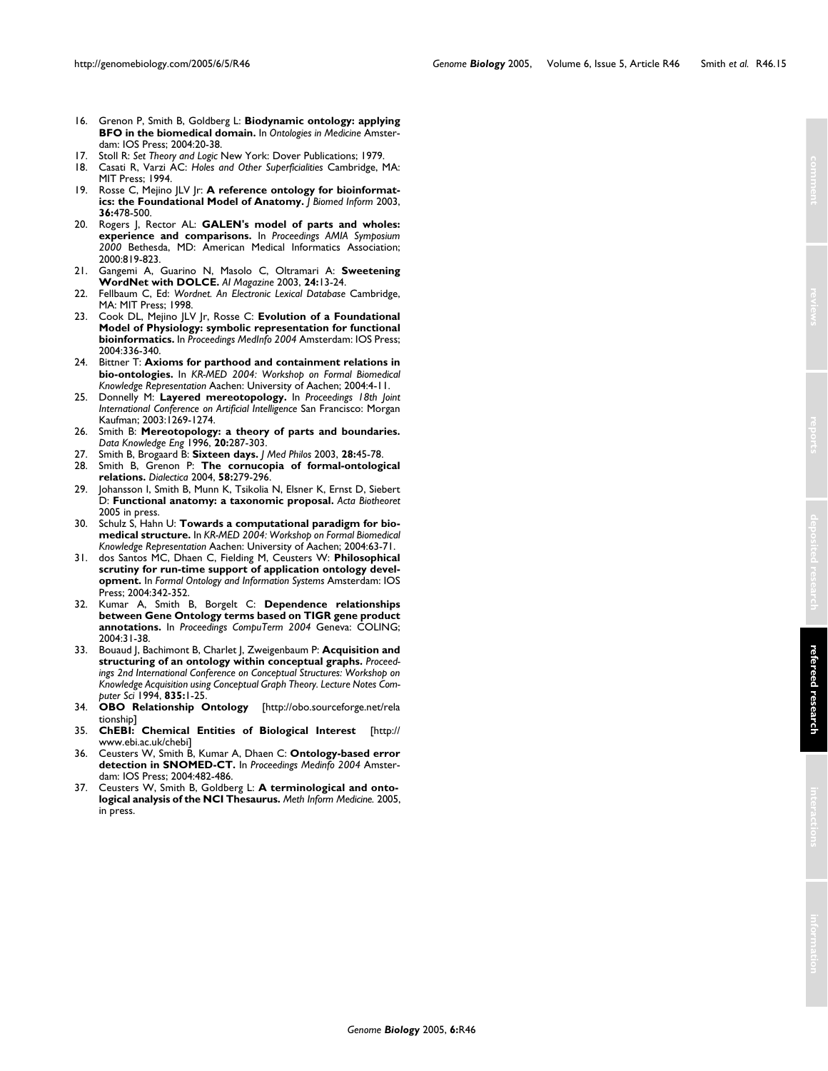16. Grenon P, Smith B, Goldberg L: **Biodynamic ontology: applying BFO in the biomedical domain.** In *Ontologies in Medicine* Amsterdam: IOS Press; 2004:20-38.
17. Stoll R: *Set Theory and Logic* New York: Dover Publications; 1979.
18. Casati R, Varzi AC: *Holes and Other Superficialities* Cambridge, MA: MIT Press; 1994.
19. Rosse C, Mejino JLV Jr: **A reference ontology for bioinformatics: the Foundational Model of Anatomy.** *J Biomed Inform* 2003, **36:**478-500.
20. Rogers J, Rector AL: **GALEN's model of parts and wholes: experience and comparisons.** In *Proceedings AMIA Symposium 2000* Bethesda, MD: American Medical Informatics Association; 2000:819-823.
21. Gangemi A, Guarino N, Masolo C, Oltramari A: **Sweetening WordNet with DOLCE.** *AI Magazine* 2003, **24:**13-24.
22. Fellbaum C, Ed: *Wordnet. An Electronic Lexical Database* Cambridge, MA: MIT Press; 1998.
23. Cook DL, Mejino JLV Jr, Rosse C: **Evolution of a Foundational Model of Physiology: symbolic representation for functional bioinformatics.** In *Proceedings MedInfo 2004* Amsterdam: IOS Press; 2004:336-340.
24. Bittner T: **Axioms for parthood and containment relations in bio-ontologies.** In *KR-MED 2004: Workshop on Formal Biomedical Knowledge Representation* Aachen: University of Aachen; 2004:4-11.
25. Donnelly M: **Layered mereotopology.** In *Proceedings 18th Joint International Conference on Artificial Intelligence* San Francisco: Morgan Kaufman; 2003:1269-1274.
26. Smith B: **Mereotopology: a theory of parts and boundaries.** *Data Knowledge Eng* 1996, **20:**287-303.
27. Smith B, Brogaard B: **Sixteen days.** *J Med Philos* 2003, **28:**45-78.
28. Smith B, Grenon P: **The cornucopia of formal-ontological relations.** *Dialectica* 2004, **58:**279-296.
29. Johansson I, Smith B, Munn K, Tsikolia N, Elsner K, Ernst D, Siebert D: **Functional anatomy: a taxonomic proposal.** *Acta Biotheoret* 2005 in press.
30. Schulz S, Hahn U: **Towards a computational paradigm for biomedical structure.** In *KR-MED 2004: Workshop on Formal Biomedical Knowledge Representation* Aachen: University of Aachen; 2004:63-71.
31. dos Santos MC, Dhaen C, Fielding M, Ceusters W: **Philosophical scrutiny for run-time support of application ontology development.** In *Formal Ontology and Information Systems* Amsterdam: IOS Press; 2004:342-352.
32. Kumar A, Smith B, Borgelt C: **Dependence relationships between Gene Ontology terms based on TIGR gene product annotations.** In *Proceedings CompuTerm 2004* Geneva: COLING; 2004:31-38.
33. Bouaud J, Bachimont B, Charlet J, Zweigenbaum P: **Acquisition and structuring of an ontology within conceptual graphs.** *Proceedings 2nd International Conference on Conceptual Structures: Workshop on Knowledge Acquisition using Conceptual Graph Theory. Lecture Notes Computer Sci* 1994, **835:**1-25.
34. **OBO Relationship Ontology** [http://obo.sourceforge.net/relationship]
35. **ChEBI: Chemical Entities of Biological Interest** [http://www.ebi.ac.uk/chebi]
36. Ceusters W, Smith B, Kumar A, Dhaen C: **Ontology-based error detection in SNOMED-CT.** In *Proceedings Medinfo 2004* Amsterdam: IOS Press; 2004:482-486.
37. Ceusters W, Smith B, Goldberg L: **A terminological and ontological analysis of the NCI Thesaurus.** *Meth Inform Medicine.* 2005, in press.